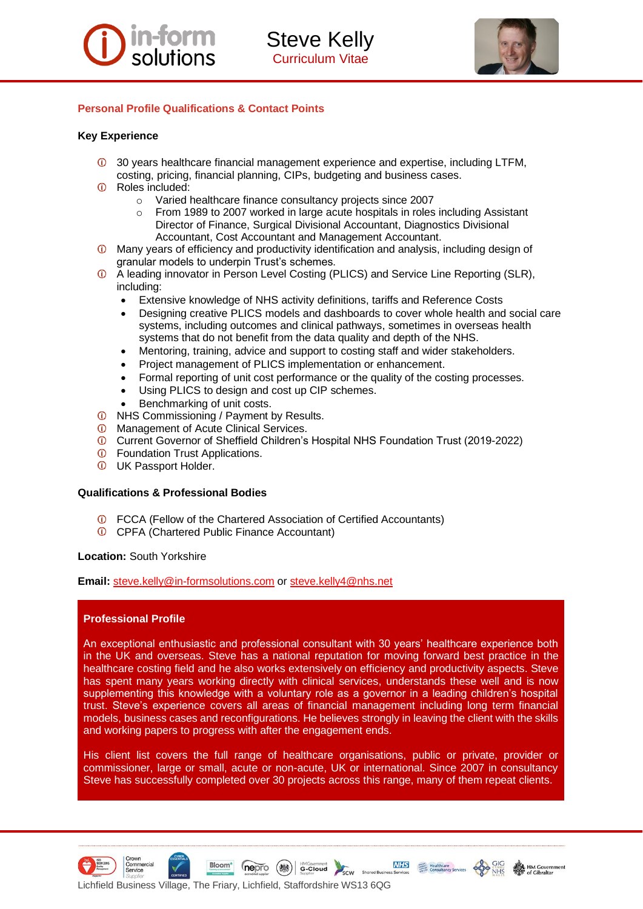# Steve Kelly

Curriculum Vitae

## Personal Profile Qualifications & Contact Points

### Key Experience

- 30 years healthcare financial management experience and expertise, including LTFM, costing, pricing, financial planning, CIPs, budgeting and business cases.
- Roles included:
  - Varied healthcare finance consultancy projects since 2007
  - From 1989 to 2007 worked in large acute hospitals in roles including Assistant Director of Finance, Surgical Divisional Accountant, Diagnostics Divisional Accountant, Cost Accountant and Management Accountant.
- Many years of efficiency and productivity identification and analysis, including design of granular models to underpin Trust's schemes.
- A leading innovator in Person Level Costing (PLICS) and Service Line Reporting (SLR), including:
  - Extensive knowledge of NHS activity definitions, tariffs and Reference Costs
  - Designing creative PLICS models and dashboards to cover whole health and social care systems, including outcomes and clinical pathways, sometimes in overseas health systems that do not benefit from the data quality and depth of the NHS.
  - Mentoring, training, advice and support to costing staff and wider stakeholders.
  - Project management of PLICS implementation or enhancement.
  - Formal reporting of unit cost performance or the quality of the costing processes.
  - Using PLICS to design and cost up CIP schemes.
  - Benchmarking of unit costs.
- NHS Commissioning / Payment by Results.
- Management of Acute Clinical Services.
- Current Governor of Sheffield Children's Hospital NHS Foundation Trust (2019-2022)
- Foundation Trust Applications.
- UK Passport Holder.

### Qualifications & Professional Bodies

- FCCA (Fellow of the Chartered Association of Certified Accountants)
- CPFA (Chartered Public Finance Accountant)

**Location:** South Yorkshire

**Email:** steve.kelly@in-formsolutions.com or steve.kelly4@nhs.net

### Professional Profile

An exceptional enthusiastic and professional consultant with 30 years' healthcare experience both in the UK and overseas. Steve has a national reputation for moving forward best practice in the healthcare costing field and he also works extensively on efficiency and productivity aspects. Steve has spent many years working directly with clinical services, understands these well and is now supplementing this knowledge with a voluntary role as a governor in a leading children's hospital trust. Steve's experience covers all areas of financial management including long term financial models, business cases and reconfigurations. He believes strongly in leaving the client with the skills and working papers to progress with after the engagement ends.

His client list covers the full range of healthcare organisations, public or private, provider or commissioner, large or small, acute or non-acute, UK or international. Since 2007 in consultancy Steve has successfully completed over 30 projects across this range, many of them repeat clients.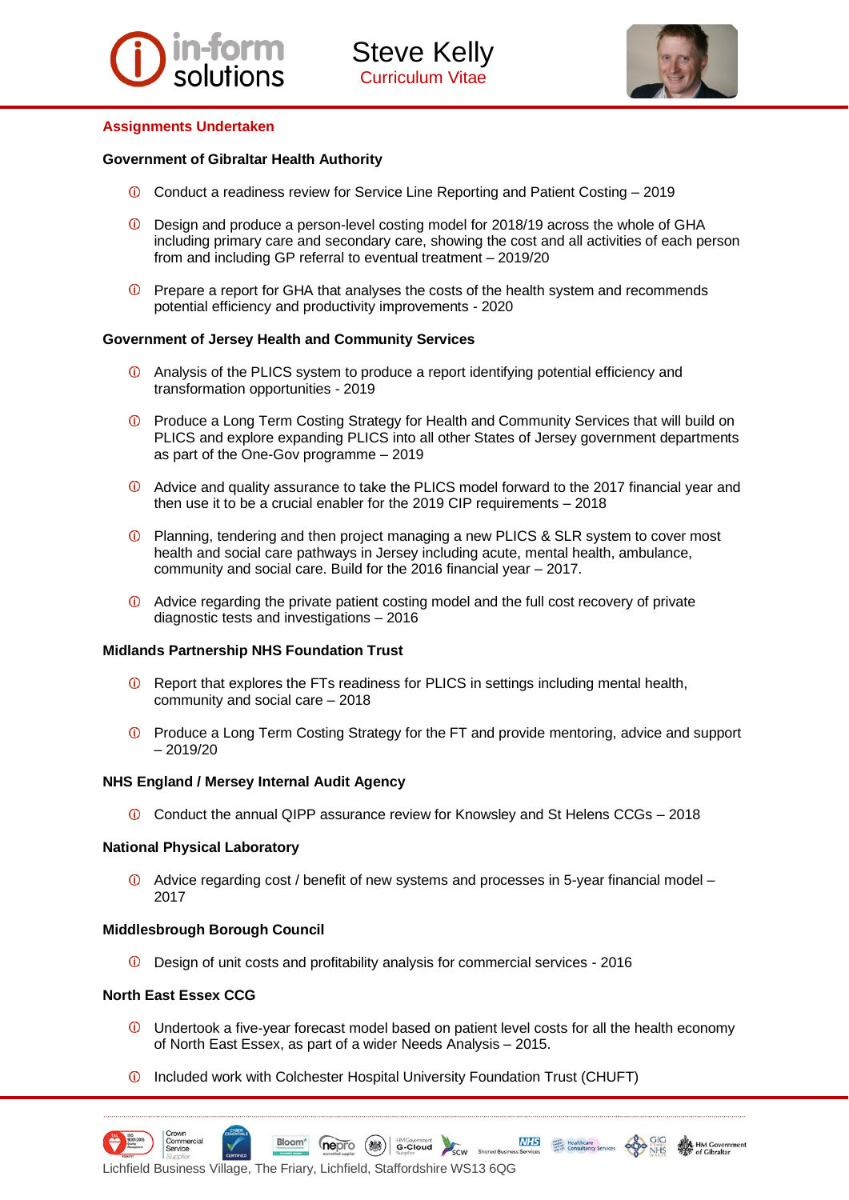## Assignments Undertaken

### Government of Gibraltar Health Authority

- Conduct a readiness review for Service Line Reporting and Patient Costing – 2019
- Design and produce a person-level costing model for 2018/19 across the whole of GHA including primary care and secondary care, showing the cost and all activities of each person from and including GP referral to eventual treatment – 2019/20
- Prepare a report for GHA that analyses the costs of the health system and recommends potential efficiency and productivity improvements - 2020

### Government of Jersey Health and Community Services

- Analysis of the PLICS system to produce a report identifying potential efficiency and transformation opportunities - 2019
- Produce a Long Term Costing Strategy for Health and Community Services that will build on PLICS and explore expanding PLICS into all other States of Jersey government departments as part of the One-Gov programme – 2019
- Advice and quality assurance to take the PLICS model forward to the 2017 financial year and then use it to be a crucial enabler for the 2019 CIP requirements – 2018
- Planning, tendering and then project managing a new PLICS & SLR system to cover most health and social care pathways in Jersey including acute, mental health, ambulance, community and social care. Build for the 2016 financial year – 2017.
- Advice regarding the private patient costing model and the full cost recovery of private diagnostic tests and investigations – 2016

### Midlands Partnership NHS Foundation Trust

- Report that explores the FTs readiness for PLICS in settings including mental health, community and social care – 2018
- Produce a Long Term Costing Strategy for the FT and provide mentoring, advice and support – 2019/20

### NHS England / Mersey Internal Audit Agency

- Conduct the annual QIPP assurance review for Knowsley and St Helens CCGs – 2018

### National Physical Laboratory

- Advice regarding cost / benefit of new systems and processes in 5-year financial model – 2017

### Middlesbrough Borough Council

- Design of unit costs and profitability analysis for commercial services - 2016

### North East Essex CCG

- Undertook a five-year forecast model based on patient level costs for all the health economy of North East Essex, as part of a wider Needs Analysis – 2015.
- Included work with Colchester Hospital University Foundation Trust (CHUFT)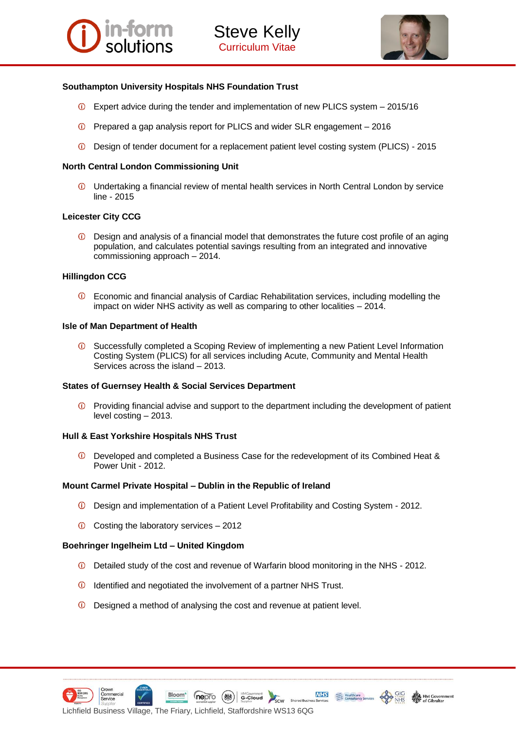**Southampton University Hospitals NHS Foundation Trust**

- Expert advice during the tender and implementation of new PLICS system – 2015/16
- Prepared a gap analysis report for PLICS and wider SLR engagement – 2016
- Design of tender document for a replacement patient level costing system (PLICS) - 2015

**North Central London Commissioning Unit**

- Undertaking a financial review of mental health services in North Central London by service line - 2015

**Leicester City CCG**

- Design and analysis of a financial model that demonstrates the future cost profile of an aging population, and calculates potential savings resulting from an integrated and innovative commissioning approach – 2014.

**Hillingdon CCG**

- Economic and financial analysis of Cardiac Rehabilitation services, including modelling the impact on wider NHS activity as well as comparing to other localities – 2014.

**Isle of Man Department of Health**

- Successfully completed a Scoping Review of implementing a new Patient Level Information Costing System (PLICS) for all services including Acute, Community and Mental Health Services across the island – 2013.

**States of Guernsey Health & Social Services Department**

- Providing financial advise and support to the department including the development of patient level costing – 2013.

**Hull & East Yorkshire Hospitals NHS Trust**

- Developed and completed a Business Case for the redevelopment of its Combined Heat & Power Unit - 2012.

**Mount Carmel Private Hospital – Dublin in the Republic of Ireland**

- Design and implementation of a Patient Level Profitability and Costing System - 2012.
- Costing the laboratory services – 2012

**Boehringer Ingelheim Ltd – United Kingdom**

- Detailed study of the cost and revenue of Warfarin blood monitoring in the NHS - 2012.
- Identified and negotiated the involvement of a partner NHS Trust.
- Designed a method of analysing the cost and revenue at patient level.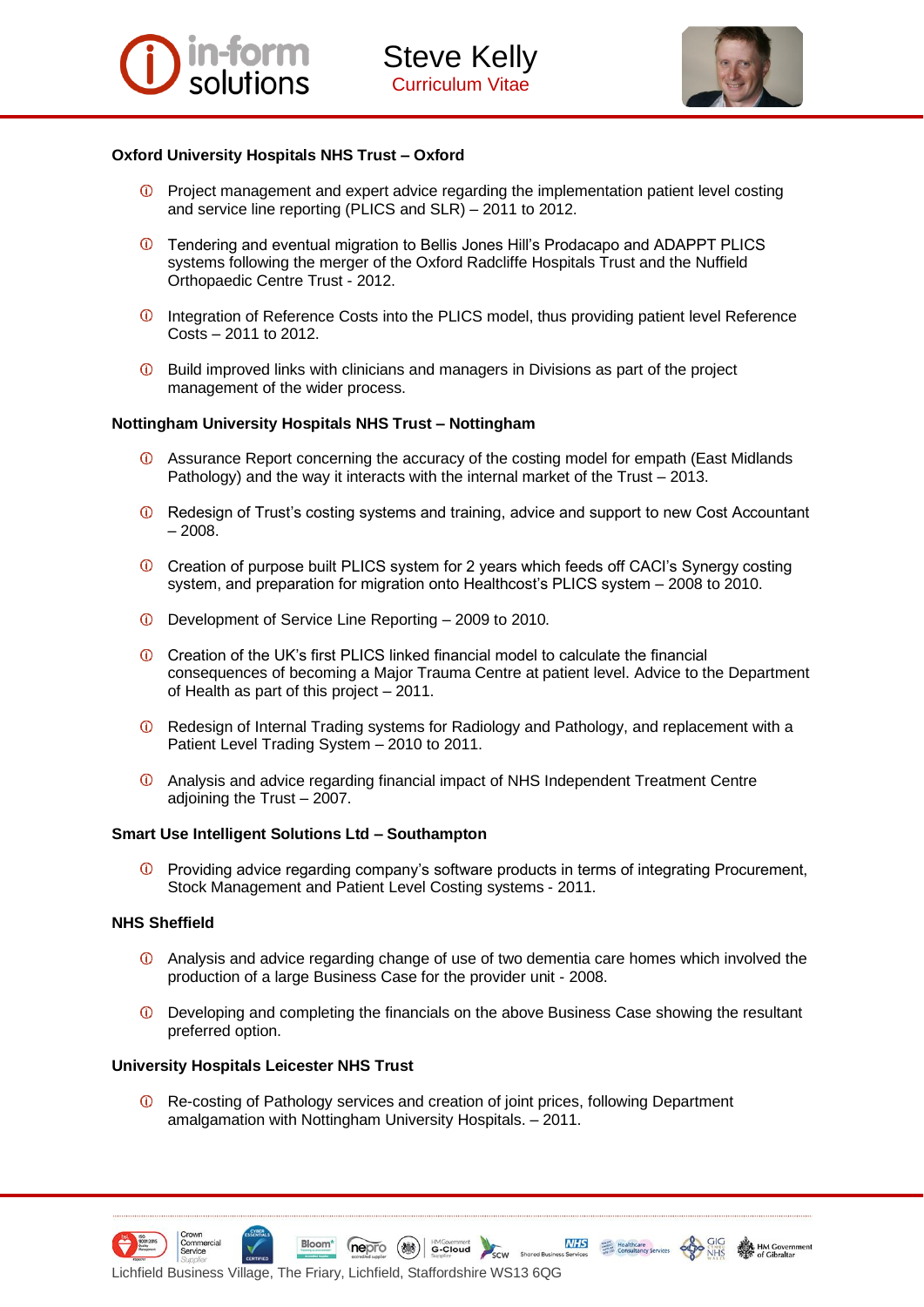**Oxford University Hospitals NHS Trust – Oxford**

- Project management and expert advice regarding the implementation patient level costing and service line reporting (PLICS and SLR) – 2011 to 2012.
- Tendering and eventual migration to Bellis Jones Hill's Prodacapo and ADAPPT PLICS systems following the merger of the Oxford Radcliffe Hospitals Trust and the Nuffield Orthopaedic Centre Trust - 2012.
- Integration of Reference Costs into the PLICS model, thus providing patient level Reference Costs – 2011 to 2012.
- Build improved links with clinicians and managers in Divisions as part of the project management of the wider process.

**Nottingham University Hospitals NHS Trust – Nottingham**

- Assurance Report concerning the accuracy of the costing model for empath (East Midlands Pathology) and the way it interacts with the internal market of the Trust – 2013.
- Redesign of Trust's costing systems and training, advice and support to new Cost Accountant – 2008.
- Creation of purpose built PLICS system for 2 years which feeds off CACI's Synergy costing system, and preparation for migration onto Healthcost's PLICS system – 2008 to 2010.
- Development of Service Line Reporting – 2009 to 2010.
- Creation of the UK's first PLICS linked financial model to calculate the financial consequences of becoming a Major Trauma Centre at patient level. Advice to the Department of Health as part of this project – 2011.
- Redesign of Internal Trading systems for Radiology and Pathology, and replacement with a Patient Level Trading System – 2010 to 2011.
- Analysis and advice regarding financial impact of NHS Independent Treatment Centre adjoining the Trust – 2007.

**Smart Use Intelligent Solutions Ltd – Southampton**

- Providing advice regarding company's software products in terms of integrating Procurement, Stock Management and Patient Level Costing systems - 2011.

**NHS Sheffield**

- Analysis and advice regarding change of use of two dementia care homes which involved the production of a large Business Case for the provider unit - 2008.
- Developing and completing the financials on the above Business Case showing the resultant preferred option.

**University Hospitals Leicester NHS Trust**

- Re-costing of Pathology services and creation of joint prices, following Department amalgamation with Nottingham University Hospitals. – 2011.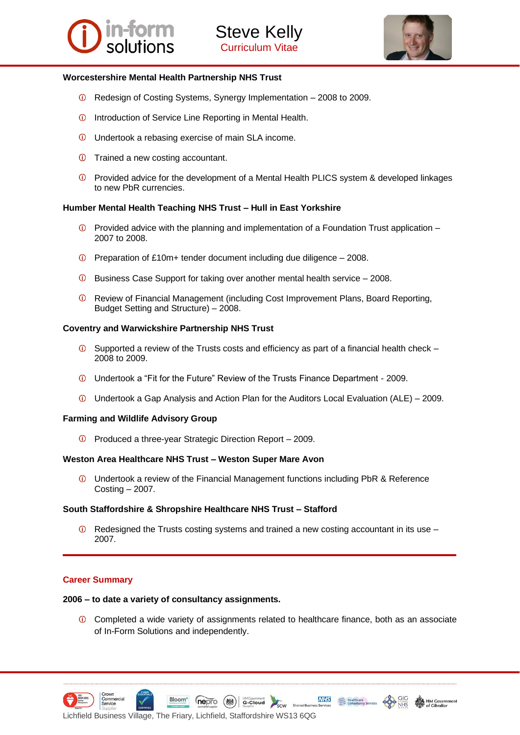**Worcestershire Mental Health Partnership NHS Trust**

- Redesign of Costing Systems, Synergy Implementation – 2008 to 2009.
- Introduction of Service Line Reporting in Mental Health.
- Undertook a rebasing exercise of main SLA income.
- Trained a new costing accountant.
- Provided advice for the development of a Mental Health PLICS system & developed linkages to new PbR currencies.

**Humber Mental Health Teaching NHS Trust – Hull in East Yorkshire**

- Provided advice with the planning and implementation of a Foundation Trust application – 2007 to 2008.
- Preparation of £10m+ tender document including due diligence – 2008.
- Business Case Support for taking over another mental health service – 2008.
- Review of Financial Management (including Cost Improvement Plans, Board Reporting, Budget Setting and Structure) – 2008.

**Coventry and Warwickshire Partnership NHS Trust**

- Supported a review of the Trusts costs and efficiency as part of a financial health check – 2008 to 2009.
- Undertook a "Fit for the Future" Review of the Trusts Finance Department - 2009.
- Undertook a Gap Analysis and Action Plan for the Auditors Local Evaluation (ALE) – 2009.

**Farming and Wildlife Advisory Group**

- Produced a three-year Strategic Direction Report – 2009.

**Weston Area Healthcare NHS Trust – Weston Super Mare Avon**

- Undertook a review of the Financial Management functions including PbR & Reference Costing – 2007.

**South Staffordshire & Shropshire Healthcare NHS Trust – Stafford**

- Redesigned the Trusts costing systems and trained a new costing accountant in its use – 2007.

## Career Summary

**2006 – to date a variety of consultancy assignments.**

- Completed a wide variety of assignments related to healthcare finance, both as an associate of In-Form Solutions and independently.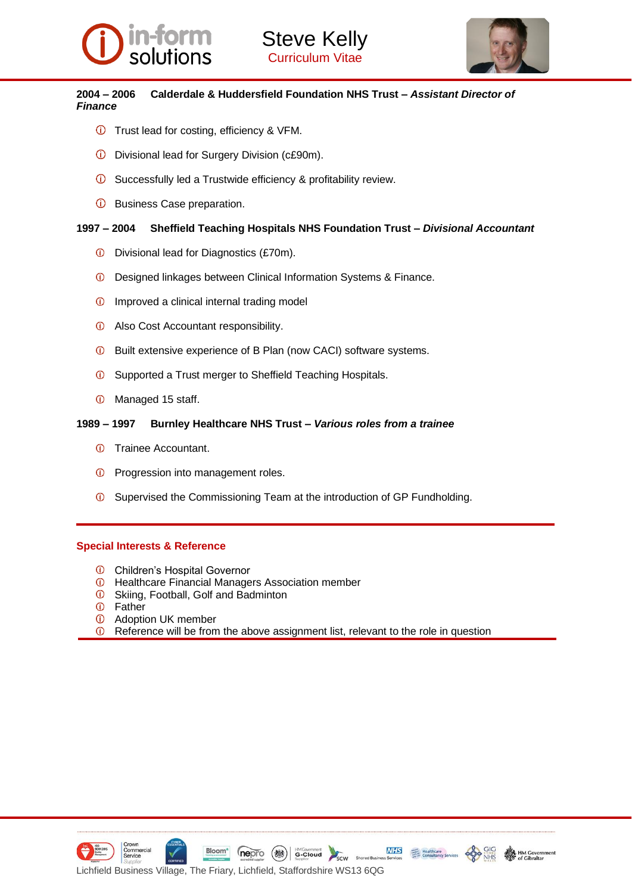**2004 – 2006 Calderdale & Huddersfield Foundation NHS Trust – *Assistant Director of Finance***

- Trust lead for costing, efficiency & VFM.
- Divisional lead for Surgery Division (c£90m).
- Successfully led a Trustwide efficiency & profitability review.
- Business Case preparation.

**1997 – 2004 Sheffield Teaching Hospitals NHS Foundation Trust – *Divisional Accountant***

- Divisional lead for Diagnostics (£70m).
- Designed linkages between Clinical Information Systems & Finance.
- Improved a clinical internal trading model
- Also Cost Accountant responsibility.
- Built extensive experience of B Plan (now CACI) software systems.
- Supported a Trust merger to Sheffield Teaching Hospitals.
- Managed 15 staff.

**1989 – 1997 Burnley Healthcare NHS Trust – *Various roles from a trainee***

- Trainee Accountant.
- Progression into management roles.
- Supervised the Commissioning Team at the introduction of GP Fundholding.

## Special Interests & Reference

- Children's Hospital Governor
- Healthcare Financial Managers Association member
- Skiing, Football, Golf and Badminton
- Father
- Adoption UK member
- Reference will be from the above assignment list, relevant to the role in question